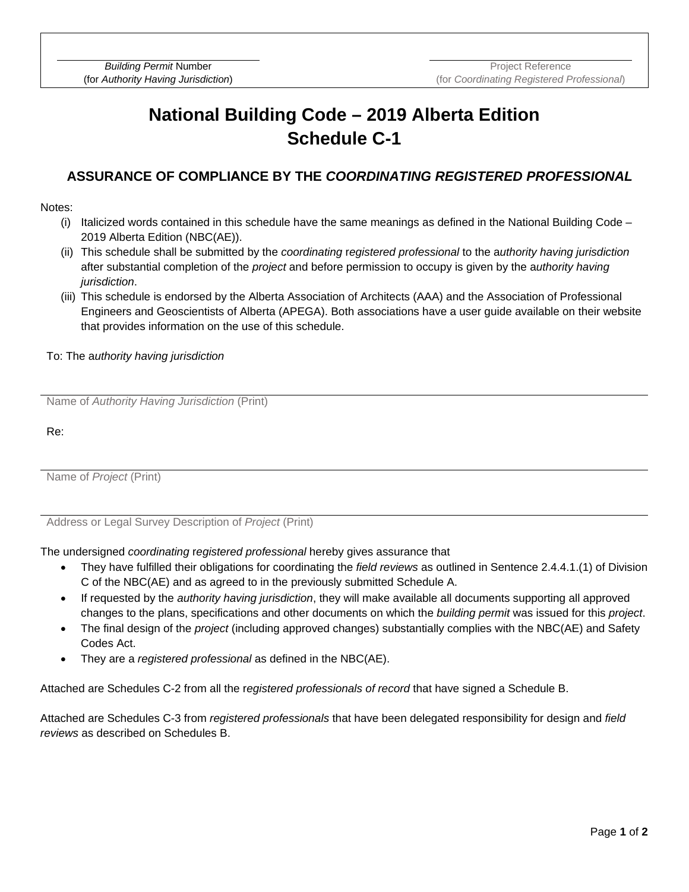*Building Permit* Number
(for *Authority Having Jurisdiction*)

Project Reference
(for *Coordinating Registered Professional*)

# National Building Code – 2019 Alberta Edition
# Schedule C-1

## ASSURANCE OF COMPLIANCE BY THE *COORDINATING REGISTERED PROFESSIONAL*

Notes:

(i) Italicized words contained in this schedule have the same meanings as defined in the National Building Code – 2019 Alberta Edition (NBC(AE)).

(ii) This schedule shall be submitted by the *coordinating registered professional* to the *authority having jurisdiction* after substantial completion of the *project* and before permission to occupy is given by the *authority having jurisdiction*.

(iii) This schedule is endorsed by the Alberta Association of Architects (AAA) and the Association of Professional Engineers and Geoscientists of Alberta (APEGA). Both associations have a user guide available on their website that provides information on the use of this schedule.

To: The *authority having jurisdiction*

Name of *Authority Having Jurisdiction* (Print)

Re:

Name of *Project* (Print)

Address or Legal Survey Description of *Project* (Print)

The undersigned *coordinating registered professional* hereby gives assurance that

- They have fulfilled their obligations for coordinating the *field reviews* as outlined in Sentence 2.4.4.1.(1) of Division C of the NBC(AE) and as agreed to in the previously submitted Schedule A.
- If requested by the *authority having jurisdiction*, they will make available all documents supporting all approved changes to the plans, specifications and other documents on which the *building permit* was issued for this *project*.
- The final design of the *project* (including approved changes) substantially complies with the NBC(AE) and Safety Codes Act.
- They are a *registered professional* as defined in the NBC(AE).

Attached are Schedules C-2 from all the *registered professionals of record* that have signed a Schedule B.

Attached are Schedules C-3 from *registered professionals* that have been delegated responsibility for design and *field reviews* as described on Schedules B.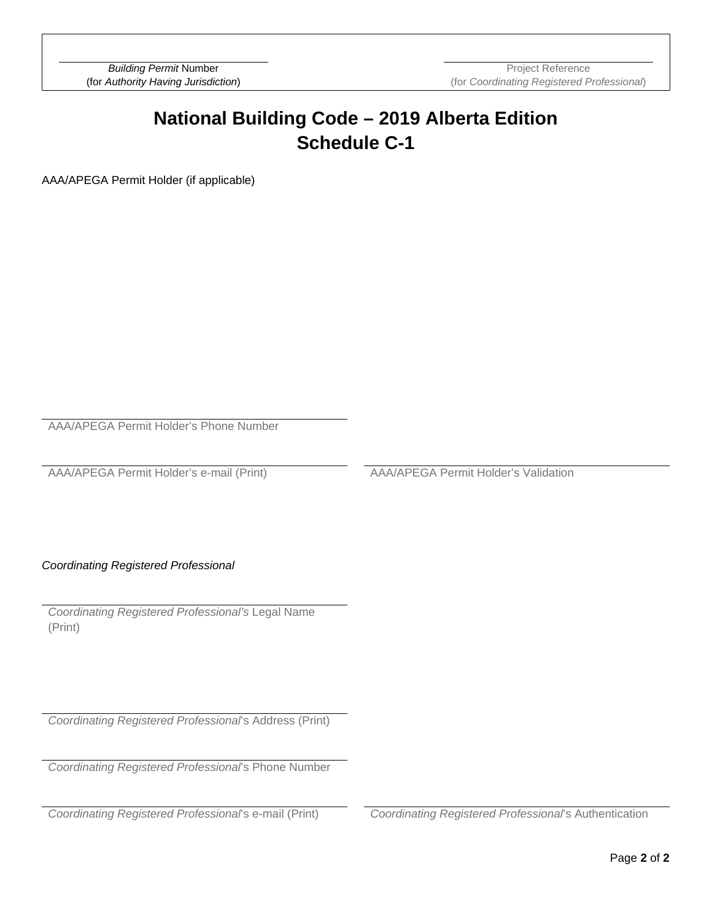*Building Permit* Number
(for *Authority Having Jurisdiction*)

Project Reference
(for *Coordinating Registered Professional*)

# National Building Code – 2019 Alberta Edition
# Schedule C-1

AAA/APEGA Permit Holder (if applicable)

AAA/APEGA Permit Holder's Phone Number

AAA/APEGA Permit Holder's e-mail (Print)

AAA/APEGA Permit Holder's Validation

*Coordinating Registered Professional*

*Coordinating Registered Professional's* Legal Name (Print)

*Coordinating Registered Professional*'s Address (Print)

*Coordinating Registered Professional*'s Phone Number

*Coordinating Registered Professional*'s e-mail (Print)

*Coordinating Registered Professional*'s Authentication